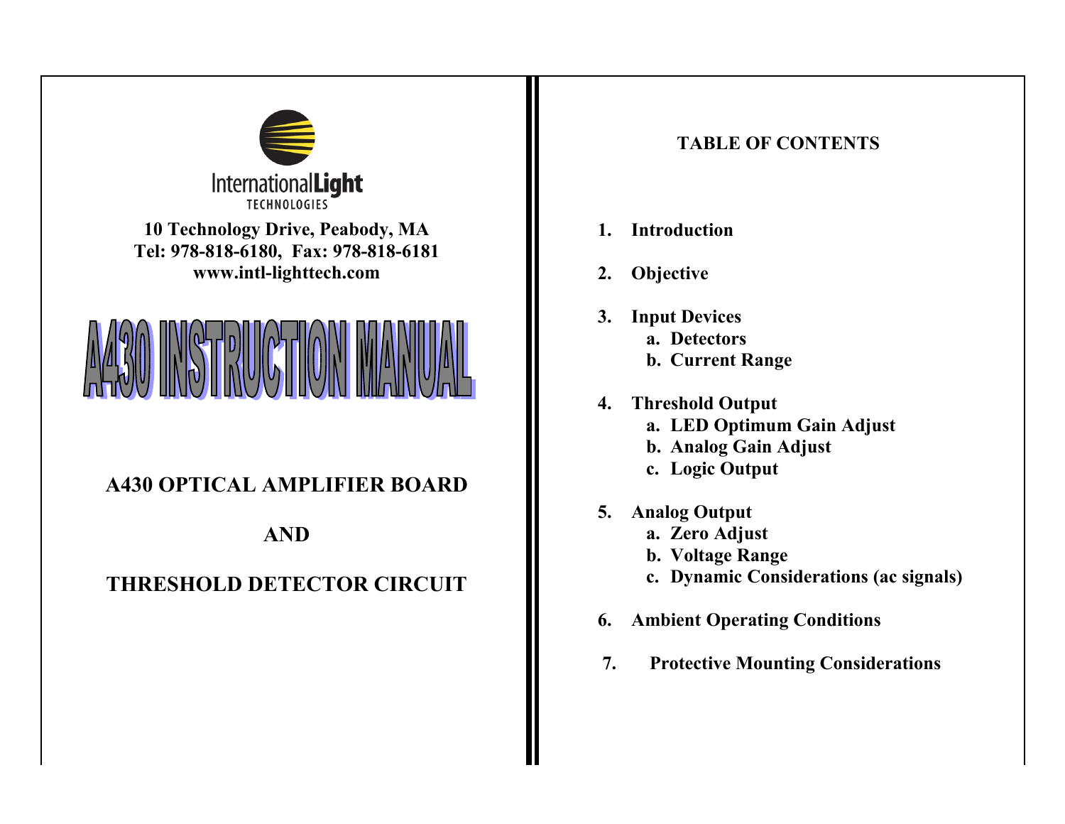InternationalLight TECHNOLOGIES

**10 Technology Drive, Peabody, MA**
**Tel: 978-818-6180, Fax: 978-818-6181**
**www.intl-lighttech.com**

# A430 INSTRUCTION MANUAL

## A430 OPTICAL AMPLIFIER BOARD

## AND

## THRESHOLD DETECTOR CIRCUIT

## TABLE OF CONTENTS

1. **Introduction**
2. **Objective**
3. **Input Devices**
   a. **Detectors**
   b. **Current Range**
4. **Threshold Output**
   a. **LED Optimum Gain Adjust**
   b. **Analog Gain Adjust**
   c. **Logic Output**
5. **Analog Output**
   a. **Zero Adjust**
   b. **Voltage Range**
   c. **Dynamic Considerations (ac signals)**
6. **Ambient Operating Conditions**
7. **Protective Mounting Considerations**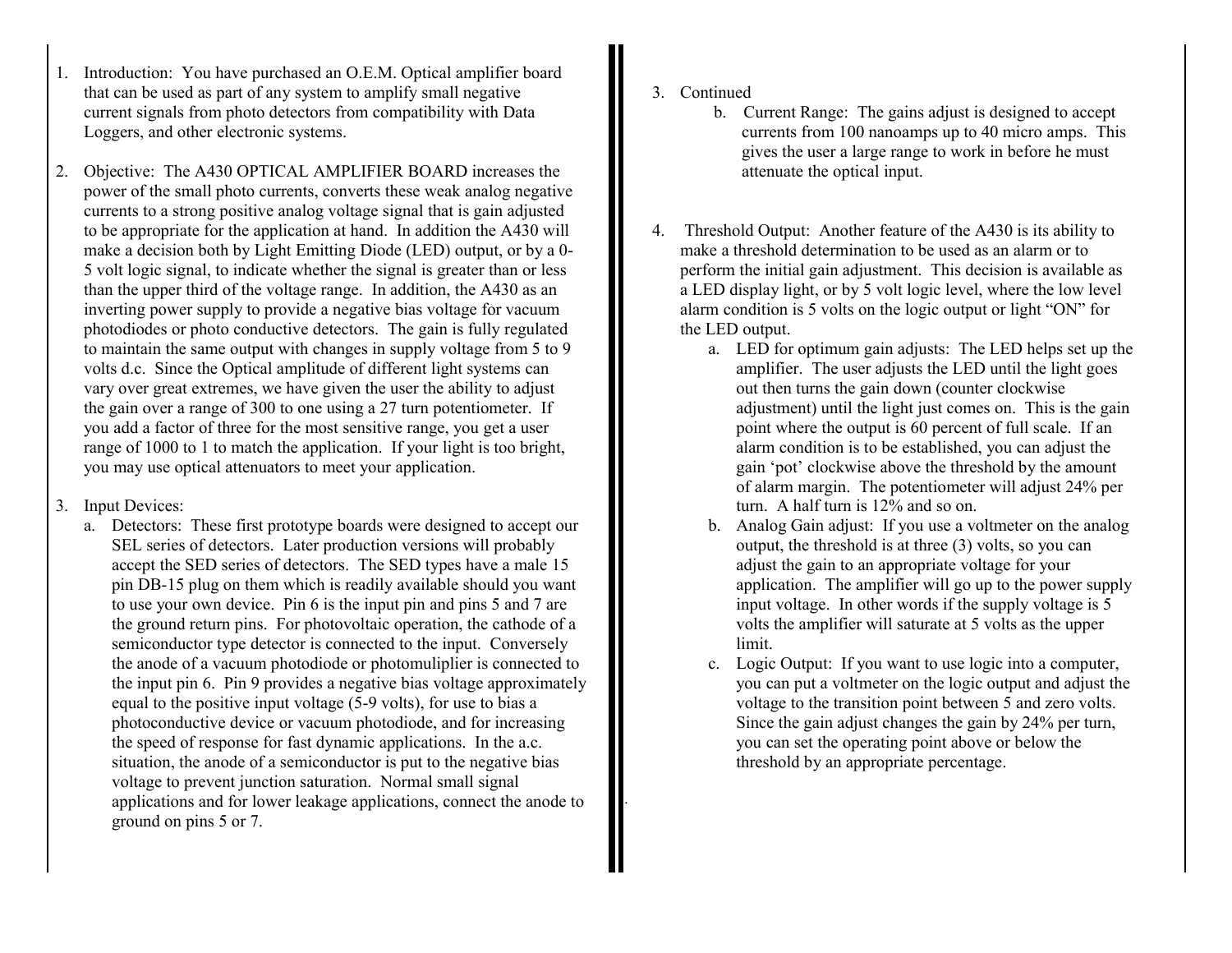1. Introduction: You have purchased an O.E.M. Optical amplifier board that can be used as part of any system to amplify small negative current signals from photo detectors from compatibility with Data Loggers, and other electronic systems.

2. Objective: The A430 OPTICAL AMPLIFIER BOARD increases the power of the small photo currents, converts these weak analog negative currents to a strong positive analog voltage signal that is gain adjusted to be appropriate for the application at hand. In addition the A430 will make a decision both by Light Emitting Diode (LED) output, or by a 0-5 volt logic signal, to indicate whether the signal is greater than or less than the upper third of the voltage range. In addition, the A430 as an inverting power supply to provide a negative bias voltage for vacuum photodiodes or photo conductive detectors. The gain is fully regulated to maintain the same output with changes in supply voltage from 5 to 9 volts d.c. Since the Optical amplitude of different light systems can vary over great extremes, we have given the user the ability to adjust the gain over a range of 300 to one using a 27 turn potentiometer. If you add a factor of three for the most sensitive range, you get a user range of 1000 to 1 to match the application. If your light is too bright, you may use optical attenuators to meet your application.

3. Input Devices:
   a. Detectors: These first prototype boards were designed to accept our SEL series of detectors. Later production versions will probably accept the SED series of detectors. The SED types have a male 15 pin DB-15 plug on them which is readily available should you want to use your own device. Pin 6 is the input pin and pins 5 and 7 are the ground return pins. For photovoltaic operation, the cathode of a semiconductor type detector is connected to the input. Conversely the anode of a vacuum photodiode or photomuliplier is connected to the input pin 6. Pin 9 provides a negative bias voltage approximately equal to the positive input voltage (5-9 volts), for use to bias a photoconductive device or vacuum photodiode, and for increasing the speed of response for fast dynamic applications. In the a.c. situation, the anode of a semiconductor is put to the negative bias voltage to prevent junction saturation. Normal small signal applications and for lower leakage applications, connect the anode to ground on pins 5 or 7.

3. Continued
   b. Current Range: The gains adjust is designed to accept currents from 100 nanoamps up to 40 micro amps. This gives the user a large range to work in before he must attenuate the optical input.

4. Threshold Output: Another feature of the A430 is its ability to make a threshold determination to be used as an alarm or to perform the initial gain adjustment. This decision is available as a LED display light, or by 5 volt logic level, where the low level alarm condition is 5 volts on the logic output or light "ON" for the LED output.
   a. LED for optimum gain adjusts: The LED helps set up the amplifier. The user adjusts the LED until the light goes out then turns the gain down (counter clockwise adjustment) until the light just comes on. This is the gain point where the output is 60 percent of full scale. If an alarm condition is to be established, you can adjust the gain 'pot' clockwise above the threshold by the amount of alarm margin. The potentiometer will adjust 24% per turn. A half turn is 12% and so on.
   b. Analog Gain adjust: If you use a voltmeter on the analog output, the threshold is at three (3) volts, so you can adjust the gain to an appropriate voltage for your application. The amplifier will go up to the power supply input voltage. In other words if the supply voltage is 5 volts the amplifier will saturate at 5 volts as the upper limit.
   c. Logic Output: If you want to use logic into a computer, you can put a voltmeter on the logic output and adjust the voltage to the transition point between 5 and zero volts. Since the gain adjust changes the gain by 24% per turn, you can set the operating point above or below the threshold by an appropriate percentage.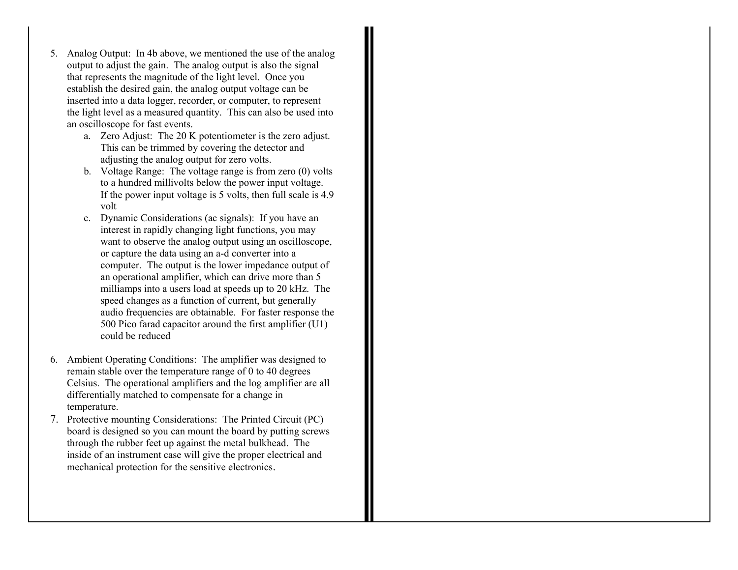5. Analog Output: In 4b above, we mentioned the use of the analog output to adjust the gain. The analog output is also the signal that represents the magnitude of the light level. Once you establish the desired gain, the analog output voltage can be inserted into a data logger, recorder, or computer, to represent the light level as a measured quantity. This can also be used into an oscilloscope for fast events.
   a. Zero Adjust: The 20 K potentiometer is the zero adjust. This can be trimmed by covering the detector and adjusting the analog output for zero volts.
   b. Voltage Range: The voltage range is from zero (0) volts to a hundred millivolts below the power input voltage. If the power input voltage is 5 volts, then full scale is 4.9 volt
   c. Dynamic Considerations (ac signals): If you have an interest in rapidly changing light functions, you may want to observe the analog output using an oscilloscope, or capture the data using an a-d converter into a computer. The output is the lower impedance output of an operational amplifier, which can drive more than 5 milliamps into a users load at speeds up to 20 kHz. The speed changes as a function of current, but generally audio frequencies are obtainable. For faster response the 500 Pico farad capacitor around the first amplifier (U1) could be reduced

6. Ambient Operating Conditions: The amplifier was designed to remain stable over the temperature range of 0 to 40 degrees Celsius. The operational amplifiers and the log amplifier are all differentially matched to compensate for a change in temperature.
7. Protective mounting Considerations: The Printed Circuit (PC) board is designed so you can mount the board by putting screws through the rubber feet up against the metal bulkhead. The inside of an instrument case will give the proper electrical and mechanical protection for the sensitive electronics.